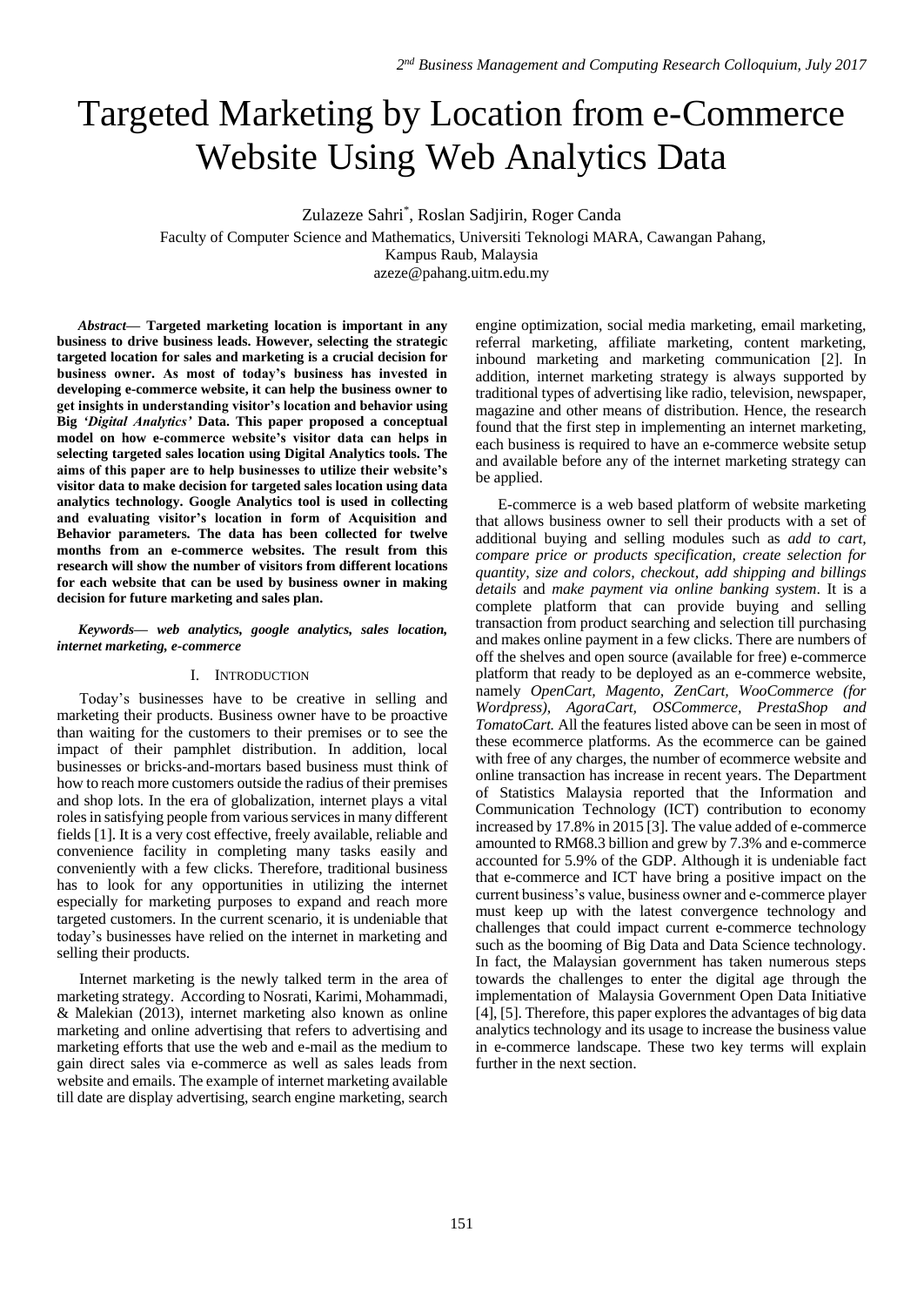# Targeted Marketing by Location from e-Commerce Website Using Web Analytics Data

Zulazeze Sahri[*], Roslan Sadjirin, Roger Canda

Faculty of Computer Science and Mathematics, Universiti Teknologi MARA, Cawangan Pahang, Kampus Raub, Malaysia

azeze@pahang.uitm.edu.my

***Abstract*— Targeted marketing location is important in any business to drive business leads. However, selecting the strategic targeted location for sales and marketing is a crucial decision for business owner. As most of today's business has invested in developing e-commerce website, it can help the business owner to get insights in understanding visitor's location and behavior using Big *'Digital Analytics'* Data. This paper proposed a conceptual model on how e-commerce website's visitor data can helps in selecting targeted sales location using Digital Analytics tools. The aims of this paper are to help businesses to utilize their website's visitor data to make decision for targeted sales location using data analytics technology. Google Analytics tool is used in collecting and evaluating visitor's location in form of Acquisition and Behavior parameters. The data has been collected for twelve months from an e-commerce websites. The result from this research will show the number of visitors from different locations for each website that can be used by business owner in making decision for future marketing and sales plan.**

***Keywords*— *web analytics, google analytics, sales location, internet marketing, e-commerce***

## I. Introduction

Today's businesses have to be creative in selling and marketing their products. Business owner have to be proactive than waiting for the customers to their premises or to see the impact of their pamphlet distribution. In addition, local businesses or bricks-and-mortars based business must think of how to reach more customers outside the radius of their premises and shop lots. In the era of globalization, internet plays a vital roles in satisfying people from various services in many different fields [1]. It is a very cost effective, freely available, reliable and convenience facility in completing many tasks easily and conveniently with a few clicks. Therefore, traditional business has to look for any opportunities in utilizing the internet especially for marketing purposes to expand and reach more targeted customers. In the current scenario, it is undeniable that today's businesses have relied on the internet in marketing and selling their products.

Internet marketing is the newly talked term in the area of marketing strategy. According to Nosrati, Karimi, Mohammadi, & Malekian (2013), internet marketing also known as online marketing and online advertising that refers to advertising and marketing efforts that use the web and e-mail as the medium to gain direct sales via e-commerce as well as sales leads from website and emails. The example of internet marketing available till date are display advertising, search engine marketing, search engine optimization, social media marketing, email marketing, referral marketing, affiliate marketing, content marketing, inbound marketing and marketing communication [2]. In addition, internet marketing strategy is always supported by traditional types of advertising like radio, television, newspaper, magazine and other means of distribution. Hence, the research found that the first step in implementing an internet marketing, each business is required to have an e-commerce website setup and available before any of the internet marketing strategy can be applied.

E-commerce is a web based platform of website marketing that allows business owner to sell their products with a set of additional buying and selling modules such as *add to cart, compare price or products specification, create selection for quantity, size and colors, checkout, add shipping and billings details* and *make payment via online banking system*. It is a complete platform that can provide buying and selling transaction from product searching and selection till purchasing and makes online payment in a few clicks. There are numbers of off the shelves and open source (available for free) e-commerce platform that ready to be deployed as an e-commerce website, namely *OpenCart, Magento, ZenCart, WooCommerce (for Wordpress), AgoraCart, OSCommerce, PrestaShop and TomatoCart.* All the features listed above can be seen in most of these ecommerce platforms. As the ecommerce can be gained with free of any charges, the number of ecommerce website and online transaction has increase in recent years. The Department of Statistics Malaysia reported that the Information and Communication Technology (ICT) contribution to economy increased by 17.8% in 2015 [3]. The value added of e-commerce amounted to RM68.3 billion and grew by 7.3% and e-commerce accounted for 5.9% of the GDP. Although it is undeniable fact that e-commerce and ICT have bring a positive impact on the current business's value, business owner and e-commerce player must keep up with the latest convergence technology and challenges that could impact current e-commerce technology such as the booming of Big Data and Data Science technology. In fact, the Malaysian government has taken numerous steps towards the challenges to enter the digital age through the implementation of Malaysia Government Open Data Initiative [4], [5]. Therefore, this paper explores the advantages of big data analytics technology and its usage to increase the business value in e-commerce landscape. These two key terms will explain further in the next section.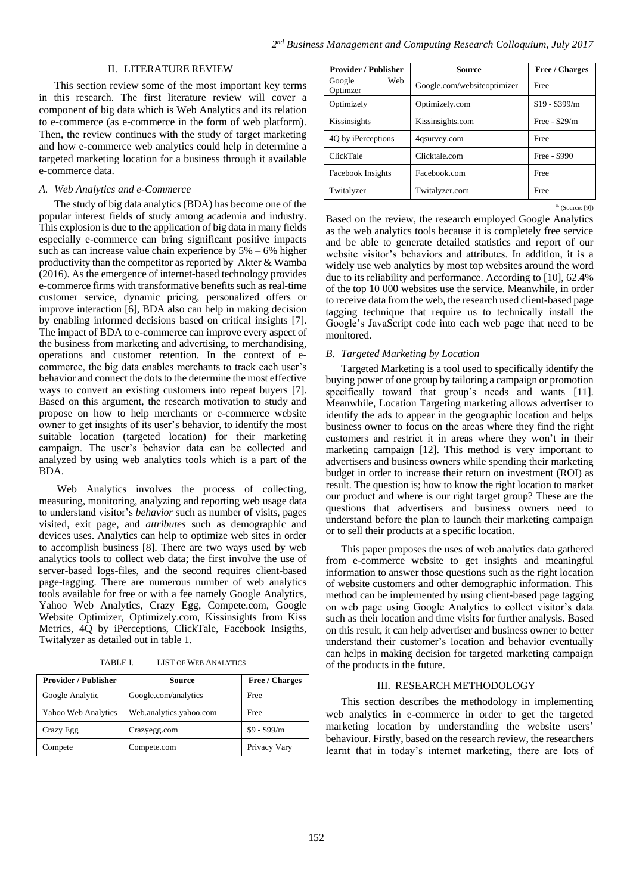## II. LITERATURE REVIEW

This section review some of the most important key terms in this research. The first literature review will cover a component of big data which is Web Analytics and its relation to e-commerce (as e-commerce in the form of web platform). Then, the review continues with the study of target marketing and how e-commerce web analytics could help in determine a targeted marketing location for a business through it available e-commerce data.

### *A. Web Analytics and e-Commerce*

The study of big data analytics (BDA) has become one of the popular interest fields of study among academia and industry. This explosion is due to the application of big data in many fields especially e-commerce can bring significant positive impacts such as can increase value chain experience by 5% – 6% higher productivity than the competitor as reported by Akter & Wamba (2016). As the emergence of internet-based technology provides e-commerce firms with transformative benefits such as real-time customer service, dynamic pricing, personalized offers or improve interaction [6], BDA also can help in making decision by enabling informed decisions based on critical insights [7]. The impact of BDA to e-commerce can improve every aspect of the business from marketing and advertising, to merchandising, operations and customer retention. In the context of e-commerce, the big data enables merchants to track each user's behavior and connect the dots to the determine the most effective ways to convert an existing customers into repeat buyers [7]. Based on this argument, the research motivation to study and propose on how to help merchants or e-commerce website owner to get insights of its user's behavior, to identify the most suitable location (targeted location) for their marketing campaign. The user's behavior data can be collected and analyzed by using web analytics tools which is a part of the BDA.

Web Analytics involves the process of collecting, measuring, monitoring, analyzing and reporting web usage data to understand visitor's *behavior* such as number of visits, pages visited, exit page, and *attributes* such as demographic and devices uses. Analytics can help to optimize web sites in order to accomplish business [8]. There are two ways used by web analytics tools to collect web data; the first involve the use of server-based logs-files, and the second requires client-based page-tagging. There are numerous number of web analytics tools available for free or with a fee namely Google Analytics, Yahoo Web Analytics, Crazy Egg, Compete.com, Google Website Optimizer, Optimizely.com, Kissinsights from Kiss Metrics, 4Q by iPerceptions, ClickTale, Facebook Insigths, Twitalyzer as detailed out in table 1.

TABLE I. LIST OF WEB ANALYTICS

| Provider / Publisher | Source | Free / Charges |
|---|---|---|
| Google Analytic | Google.com/analytics | Free |
| Yahoo Web Analytics | Web.analytics.yahoo.com | Free |
| Crazy Egg | Crazyegg.com | $9 - $99/m |
| Compete | Compete.com | Privacy Vary |
| Google Web Optimzer | Google.com/websiteoptimizer | Free |
| Optimizely | Optimizely.com | $19 - $399/m |
| Kissinsights | Kissinsights.com | Free - $29/m |
| 4Q by iPerceptions | 4qsurvey.com | Free |
| ClickTale | Clicktale.com | Free - $990 |
| Facebook Insights | Facebook.com | Free |
| Twitalyzer | Twitalyzer.com | Free |

a. (Source: [9])

Based on the review, the research employed Google Analytics as the web analytics tools because it is completely free service and be able to generate detailed statistics and report of our website visitor's behaviors and attributes. In addition, it is a widely use web analytics by most top websites around the word due to its reliability and performance. According to [10], 62.4% of the top 10 000 websites use the service. Meanwhile, in order to receive data from the web, the research used client-based page tagging technique that require us to technically install the Google's JavaScript code into each web page that need to be monitored.

### *B. Targeted Marketing by Location*

Targeted Marketing is a tool used to specifically identify the buying power of one group by tailoring a campaign or promotion specifically toward that group's needs and wants [11]. Meanwhile, Location Targeting marketing allows advertiser to identify the ads to appear in the geographic location and helps business owner to focus on the areas where they find the right customers and restrict it in areas where they won't in their marketing campaign [12]. This method is very important to advertisers and business owners while spending their marketing budget in order to increase their return on investment (ROI) as result. The question is; how to know the right location to market our product and where is our right target group? These are the questions that advertisers and business owners need to understand before the plan to launch their marketing campaign or to sell their products at a specific location.

This paper proposes the uses of web analytics data gathered from e-commerce website to get insights and meaningful information to answer those questions such as the right location of website customers and other demographic information. This method can be implemented by using client-based page tagging on web page using Google Analytics to collect visitor's data such as their location and time visits for further analysis. Based on this result, it can help advertiser and business owner to better understand their customer's location and behavior eventually can helps in making decision for targeted marketing campaign of the products in the future.

## III. RESEARCH METHODOLOGY

This section describes the methodology in implementing web analytics in e-commerce in order to get the targeted marketing location by understanding the website users' behaviour. Firstly, based on the research review, the researchers learnt that in today's internet marketing, there are lots of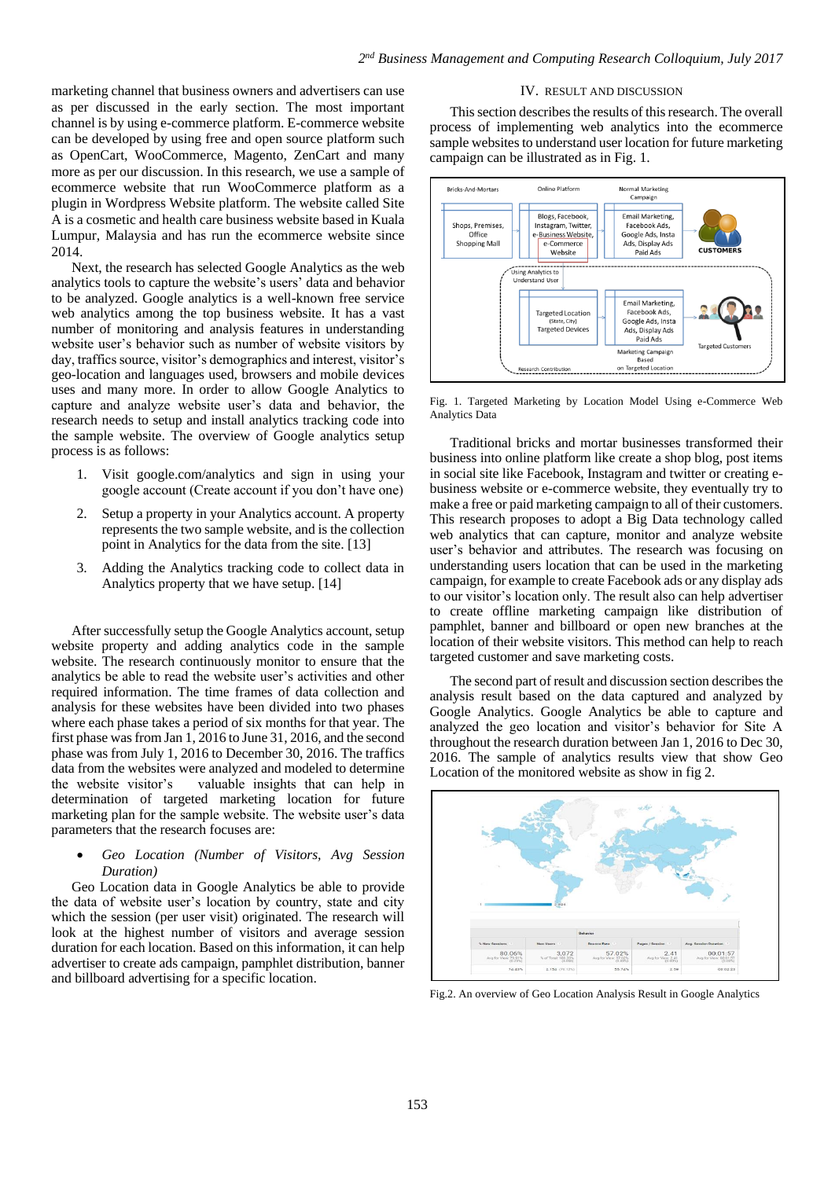marketing channel that business owners and advertisers can use as per discussed in the early section. The most important channel is by using e-commerce platform. E-commerce website can be developed by using free and open source platform such as OpenCart, WooCommerce, Magento, ZenCart and many more as per our discussion. In this research, we use a sample of ecommerce website that run WooCommerce platform as a plugin in Wordpress Website platform. The website called Site A is a cosmetic and health care business website based in Kuala Lumpur, Malaysia and has run the ecommerce website since 2014.

Next, the research has selected Google Analytics as the web analytics tools to capture the website's users' data and behavior to be analyzed. Google analytics is a well-known free service web analytics among the top business website. It has a vast number of monitoring and analysis features in understanding website user's behavior such as number of website visitors by day, traffics source, visitor's demographics and interest, visitor's geo-location and languages used, browsers and mobile devices uses and many more. In order to allow Google Analytics to capture and analyze website user's data and behavior, the research needs to setup and install analytics tracking code into the sample website. The overview of Google analytics setup process is as follows:

1. Visit google.com/analytics and sign in using your google account (Create account if you don't have one)
2. Setup a property in your Analytics account. A property represents the two sample website, and is the collection point in Analytics for the data from the site. [13]
3. Adding the Analytics tracking code to collect data in Analytics property that we have setup. [14]

After successfully setup the Google Analytics account, setup website property and adding analytics code in the sample website. The research continuously monitor to ensure that the analytics be able to read the website user's activities and other required information. The time frames of data collection and analysis for these websites have been divided into two phases where each phase takes a period of six months for that year. The first phase was from Jan 1, 2016 to June 31, 2016, and the second phase was from July 1, 2016 to December 30, 2016. The traffics data from the websites were analyzed and modeled to determine the website visitor's valuable insights that can help in determination of targeted marketing location for future marketing plan for the sample website. The website user's data parameters that the research focuses are:

- *Geo Location (Number of Visitors, Avg Session Duration)*

Geo Location data in Google Analytics be able to provide the data of website user's location by country, state and city which the session (per user visit) originated. The research will look at the highest number of visitors and average session duration for each location. Based on this information, it can help advertiser to create ads campaign, pamphlet distribution, banner and billboard advertising for a specific location.

## IV. RESULT AND DISCUSSION

This section describes the results of this research. The overall process of implementing web analytics into the ecommerce sample websites to understand user location for future marketing campaign can be illustrated as in Fig. 1.

Fig. 1. Targeted Marketing by Location Model Using e-Commerce Web Analytics Data

Traditional bricks and mortar businesses transformed their business into online platform like create a shop blog, post items in social site like Facebook, Instagram and twitter or creating e-business website or e-commerce website, they eventually try to make a free or paid marketing campaign to all of their customers. This research proposes to adopt a Big Data technology called web analytics that can capture, monitor and analyze website user's behavior and attributes. The research was focusing on understanding users location that can be used in the marketing campaign, for example to create Facebook ads or any display ads to our visitor's location only. The result also can help advertiser to create offline marketing campaign like distribution of pamphlet, banner and billboard or open new branches at the location of their website visitors. This method can help to reach targeted customer and save marketing costs.

The second part of result and discussion section describes the analysis result based on the data captured and analyzed by Google Analytics. Google Analytics be able to capture and analyzed the geo location and visitor's behavior for Site A throughout the research duration between Jan 1, 2016 to Dec 30, 2016. The sample of analytics results view that show Geo Location of the monitored website as show in fig 2.

Fig.2. An overview of Geo Location Analysis Result in Google Analytics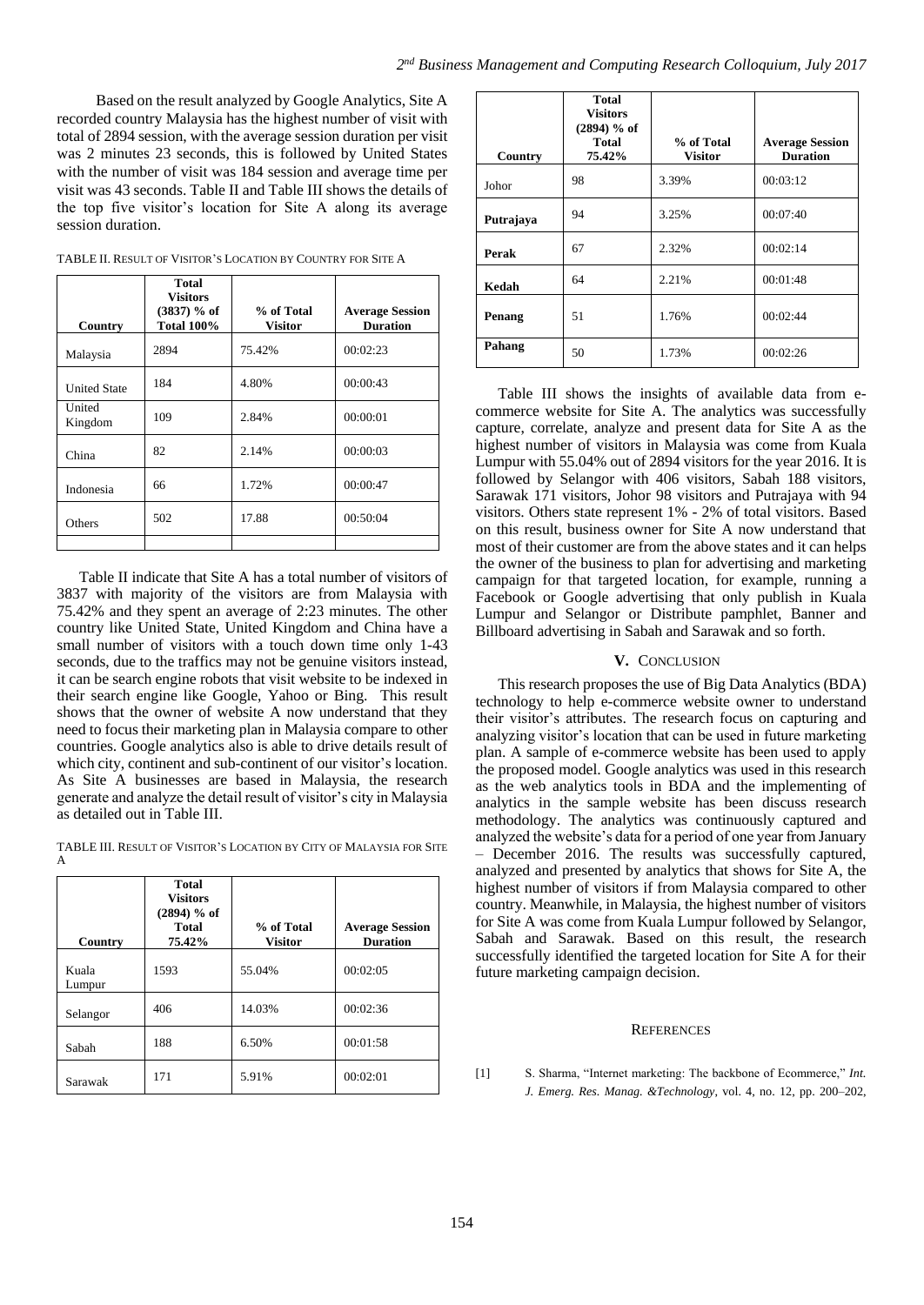Based on the result analyzed by Google Analytics, Site A recorded country Malaysia has the highest number of visit with total of 2894 session, with the average session duration per visit was 2 minutes 23 seconds, this is followed by United States with the number of visit was 184 session and average time per visit was 43 seconds. Table II and Table III shows the details of the top five visitor's location for Site A along its average session duration.

TABLE II. RESULT OF VISITOR'S LOCATION BY COUNTRY FOR SITE A

| Country | Total Visitors (3837) % of Total 100% | % of Total Visitor | Average Session Duration |
|---|---|---|---|
| Malaysia | 2894 | 75.42% | 00:02:23 |
| United State | 184 | 4.80% | 00:00:43 |
| United Kingdom | 109 | 2.84% | 00:00:01 |
| China | 82 | 2.14% | 00:00:03 |
| Indonesia | 66 | 1.72% | 00:00:47 |
| Others | 502 | 17.88 | 00:50:04 |
| | | | |

Table II indicate that Site A has a total number of visitors of 3837 with majority of the visitors are from Malaysia with 75.42% and they spent an average of 2:23 minutes. The other country like United State, United Kingdom and China have a small number of visitors with a touch down time only 1-43 seconds, due to the traffics may not be genuine visitors instead, it can be search engine robots that visit website to be indexed in their search engine like Google, Yahoo or Bing. This result shows that the owner of website A now understand that they need to focus their marketing plan in Malaysia compare to other countries. Google analytics also is able to drive details result of which city, continent and sub-continent of our visitor's location. As Site A businesses are based in Malaysia, the research generate and analyze the detail result of visitor's city in Malaysia as detailed out in Table III.

TABLE III. RESULT OF VISITOR'S LOCATION BY CITY OF MALAYSIA FOR SITE A

| Country | Total Visitors (2894) % of Total 75.42% | % of Total Visitor | Average Session Duration |
|---|---|---|---|
| Kuala Lumpur | 1593 | 55.04% | 00:02:05 |
| Selangor | 406 | 14.03% | 00:02:36 |
| Sabah | 188 | 6.50% | 00:01:58 |
| Sarawak | 171 | 5.91% | 00:02:01 |
| Johor | 98 | 3.39% | 00:03:12 |
| **Putrajaya** | 94 | 3.25% | 00:07:40 |
| **Perak** | 67 | 2.32% | 00:02:14 |
| **Kedah** | 64 | 2.21% | 00:01:48 |
| **Penang** | 51 | 1.76% | 00:02:44 |
| **Pahang** | 50 | 1.73% | 00:02:26 |

Table III shows the insights of available data from e-commerce website for Site A. The analytics was successfully capture, correlate, analyze and present data for Site A as the highest number of visitors in Malaysia was come from Kuala Lumpur with 55.04% out of 2894 visitors for the year 2016. It is followed by Selangor with 406 visitors, Sabah 188 visitors, Sarawak 171 visitors, Johor 98 visitors and Putrajaya with 94 visitors. Others state represent 1% - 2% of total visitors. Based on this result, business owner for Site A now understand that most of their customer are from the above states and it can helps the owner of the business to plan for advertising and marketing campaign for that targeted location, for example, running a Facebook or Google advertising that only publish in Kuala Lumpur and Selangor or Distribute pamphlet, Banner and Billboard advertising in Sabah and Sarawak and so forth.

## V. CONCLUSION

This research proposes the use of Big Data Analytics (BDA) technology to help e-commerce website owner to understand their visitor's attributes. The research focus on capturing and analyzing visitor's location that can be used in future marketing plan. A sample of e-commerce website has been used to apply the proposed model. Google analytics was used in this research as the web analytics tools in BDA and the implementing of analytics in the sample website has been discuss research methodology. The analytics was continuously captured and analyzed the website's data for a period of one year from January – December 2016. The results was successfully captured, analyzed and presented by analytics that shows for Site A, the highest number of visitors if from Malaysia compared to other country. Meanwhile, in Malaysia, the highest number of visitors for Site A was come from Kuala Lumpur followed by Selangor, Sabah and Sarawak. Based on this result, the research successfully identified the targeted location for Site A for their future marketing campaign decision.

## REFERENCES

[1] S. Sharma, "Internet marketing: The backbone of Ecommerce," *Int. J. Emerg. Res. Manag. &Technology*, vol. 4, no. 12, pp. 200–202,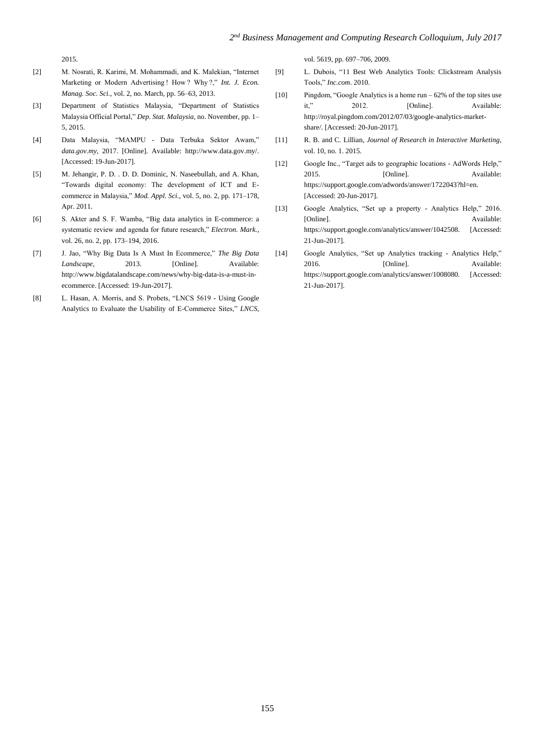2015.

[2] M. Nosrati, R. Karimi, M. Mohammadi, and K. Malekian, "Internet Marketing or Modern Advertising ! How ? Why ?," *Int. J. Econ. Manag. Soc. Sci.*, vol. 2, no. March, pp. 56–63, 2013.

[3] Department of Statistics Malaysia, "Department of Statistics Malaysia Official Portal," *Dep. Stat. Malaysia*, no. November, pp. 1–5, 2015.

[4] Data Malaysia, "MAMPU - Data Terbuka Sektor Awam," *data.gov.my*, 2017. [Online]. Available: http://www.data.gov.my/. [Accessed: 19-Jun-2017].

[5] M. Jehangir, P. D. . D. D. Dominic, N. Naseebullah, and A. Khan, "Towards digital economy: The development of ICT and E-commerce in Malaysia," *Mod. Appl. Sci.*, vol. 5, no. 2, pp. 171–178, Apr. 2011.

[6] S. Akter and S. F. Wamba, "Big data analytics in E-commerce: a systematic review and agenda for future research," *Electron. Mark.*, vol. 26, no. 2, pp. 173–194, 2016.

[7] J. Jao, "Why Big Data Is A Must In Ecommerce," *The Big Data Landscape*, 2013. [Online]. Available: http://www.bigdatalandscape.com/news/why-big-data-is-a-must-in-ecommerce. [Accessed: 19-Jun-2017].

[8] L. Hasan, A. Morris, and S. Probets, "LNCS 5619 - Using Google Analytics to Evaluate the Usability of E-Commerce Sites," *LNCS*, vol. 5619, pp. 697–706, 2009.

[9] L. Dubois, "11 Best Web Analytics Tools: Clickstream Analysis Tools," *Inc.com*. 2010.

[10] Pingdom, "Google Analytics is a home run – 62% of the top sites use it," 2012. [Online]. Available: http://royal.pingdom.com/2012/07/03/google-analytics-market-share/. [Accessed: 20-Jun-2017].

[11] R. B. and C. Lillian, *Journal of Research in Interactive Marketing*, vol. 10, no. 1. 2015.

[12] Google Inc., "Target ads to geographic locations - AdWords Help," 2015. [Online]. Available: https://support.google.com/adwords/answer/1722043?hl=en. [Accessed: 20-Jun-2017].

[13] Google Analytics, "Set up a property - Analytics Help," 2016. [Online]. Available: https://support.google.com/analytics/answer/1042508. [Accessed: 21-Jun-2017].

[14] Google Analytics, "Set up Analytics tracking - Analytics Help," 2016. [Online]. Available: https://support.google.com/analytics/answer/1008080. [Accessed: 21-Jun-2017].